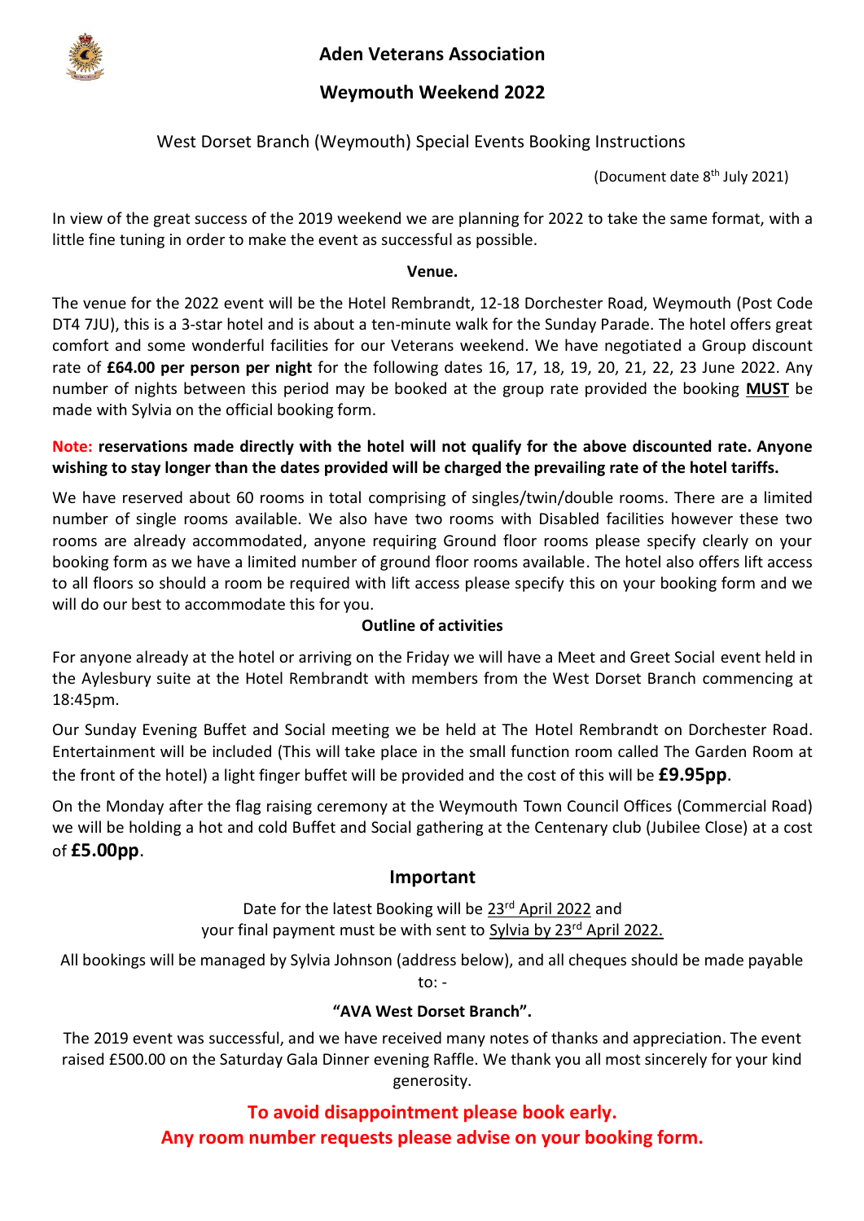# Aden Veterans Association

## Weymouth Weekend 2022

West Dorset Branch (Weymouth) Special Events Booking Instructions

(Document date 8th July 2021)

In view of the great success of the 2019 weekend we are planning for 2022 to take the same format, with a little fine tuning in order to make the event as successful as possible.

**Venue.**

The venue for the 2022 event will be the Hotel Rembrandt, 12-18 Dorchester Road, Weymouth (Post Code DT4 7JU), this is a 3-star hotel and is about a ten-minute walk for the Sunday Parade. The hotel offers great comfort and some wonderful facilities for our Veterans weekend. We have negotiated a Group discount rate of **£64.00 per person per night** for the following dates 16, 17, 18, 19, 20, 21, 22, 23 June 2022. Any number of nights between this period may be booked at the group rate provided the booking **MUST** be made with Sylvia on the official booking form.

**Note: reservations made directly with the hotel will not qualify for the above discounted rate. Anyone wishing to stay longer than the dates provided will be charged the prevailing rate of the hotel tariffs.**

We have reserved about 60 rooms in total comprising of singles/twin/double rooms. There are a limited number of single rooms available. We also have two rooms with Disabled facilities however these two rooms are already accommodated, anyone requiring Ground floor rooms please specify clearly on your booking form as we have a limited number of ground floor rooms available. The hotel also offers lift access to all floors so should a room be required with lift access please specify this on your booking form and we will do our best to accommodate this for you.

**Outline of activities**

For anyone already at the hotel or arriving on the Friday we will have a Meet and Greet Social event held in the Aylesbury suite at the Hotel Rembrandt with members from the West Dorset Branch commencing at 18:45pm.

Our Sunday Evening Buffet and Social meeting we be held at The Hotel Rembrandt on Dorchester Road. Entertainment will be included (This will take place in the small function room called The Garden Room at the front of the hotel) a light finger buffet will be provided and the cost of this will be **£9.95pp**.

On the Monday after the flag raising ceremony at the Weymouth Town Council Offices (Commercial Road) we will be holding a hot and cold Buffet and Social gathering at the Centenary club (Jubilee Close) at a cost of **£5.00pp**.

## Important

Date for the latest Booking will be 23rd April 2022 and
your final payment must be with sent to Sylvia by 23rd April 2022.

All bookings will be managed by Sylvia Johnson (address below), and all cheques should be made payable to: -

**"AVA West Dorset Branch".**

The 2019 event was successful, and we have received many notes of thanks and appreciation. The event raised £500.00 on the Saturday Gala Dinner evening Raffle. We thank you all most sincerely for your kind generosity.

**To avoid disappointment please book early.**
**Any room number requests please advise on your booking form.**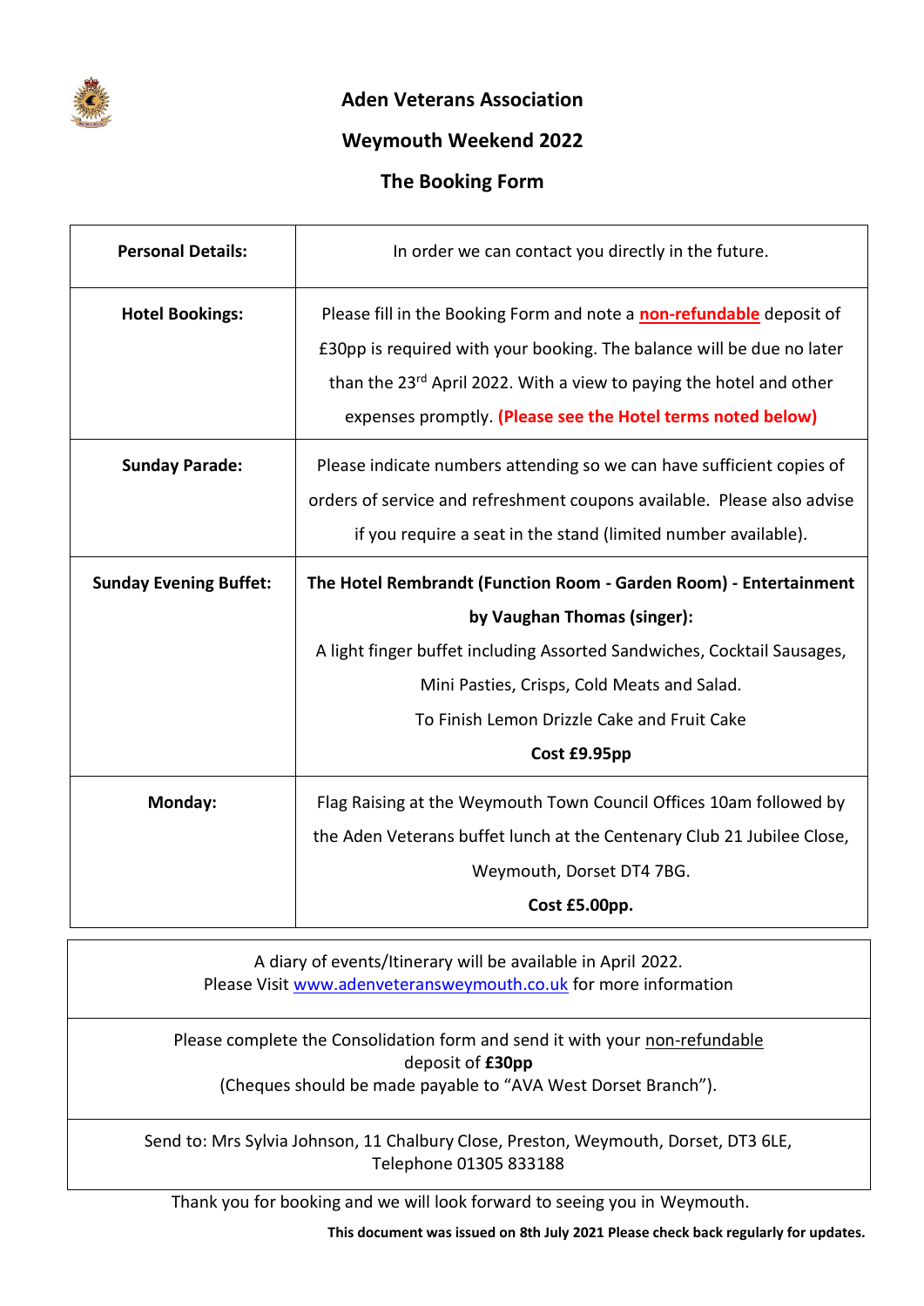# Aden Veterans Association

## Weymouth Weekend 2022

## The Booking Form

| | |
|---|---|
| **Personal Details:** | In order we can contact you directly in the future. |
| **Hotel Bookings:** | Please fill in the Booking Form and note a **non-refundable** deposit of £30pp is required with your booking. The balance will be due no later than the 23rd April 2022. With a view to paying the hotel and other expenses promptly. **(Please see the Hotel terms noted below)** |
| **Sunday Parade:** | Please indicate numbers attending so we can have sufficient copies of orders of service and refreshment coupons available. Please also advise if you require a seat in the stand (limited number available). |
| **Sunday Evening Buffet:** | **The Hotel Rembrandt (Function Room - Garden Room) - Entertainment by Vaughan Thomas (singer):** A light finger buffet including Assorted Sandwiches, Cocktail Sausages, Mini Pasties, Crisps, Cold Meats and Salad. To Finish Lemon Drizzle Cake and Fruit Cake **Cost £9.95pp** |
| **Monday:** | Flag Raising at the Weymouth Town Council Offices 10am followed by the Aden Veterans buffet lunch at the Centenary Club 21 Jubilee Close, Weymouth, Dorset DT4 7BG. **Cost £5.00pp.** |

A diary of events/Itinerary will be available in April 2022.
Please Visit www.adenveteransweymouth.co.uk for more information

Please complete the Consolidation form and send it with your non-refundable deposit of **£30pp**
(Cheques should be made payable to "AVA West Dorset Branch").

Send to: Mrs Sylvia Johnson, 11 Chalbury Close, Preston, Weymouth, Dorset, DT3 6LE, Telephone 01305 833188

Thank you for booking and we will look forward to seeing you in Weymouth.

**This document was issued on 8th July 2021 Please check back regularly for updates.**